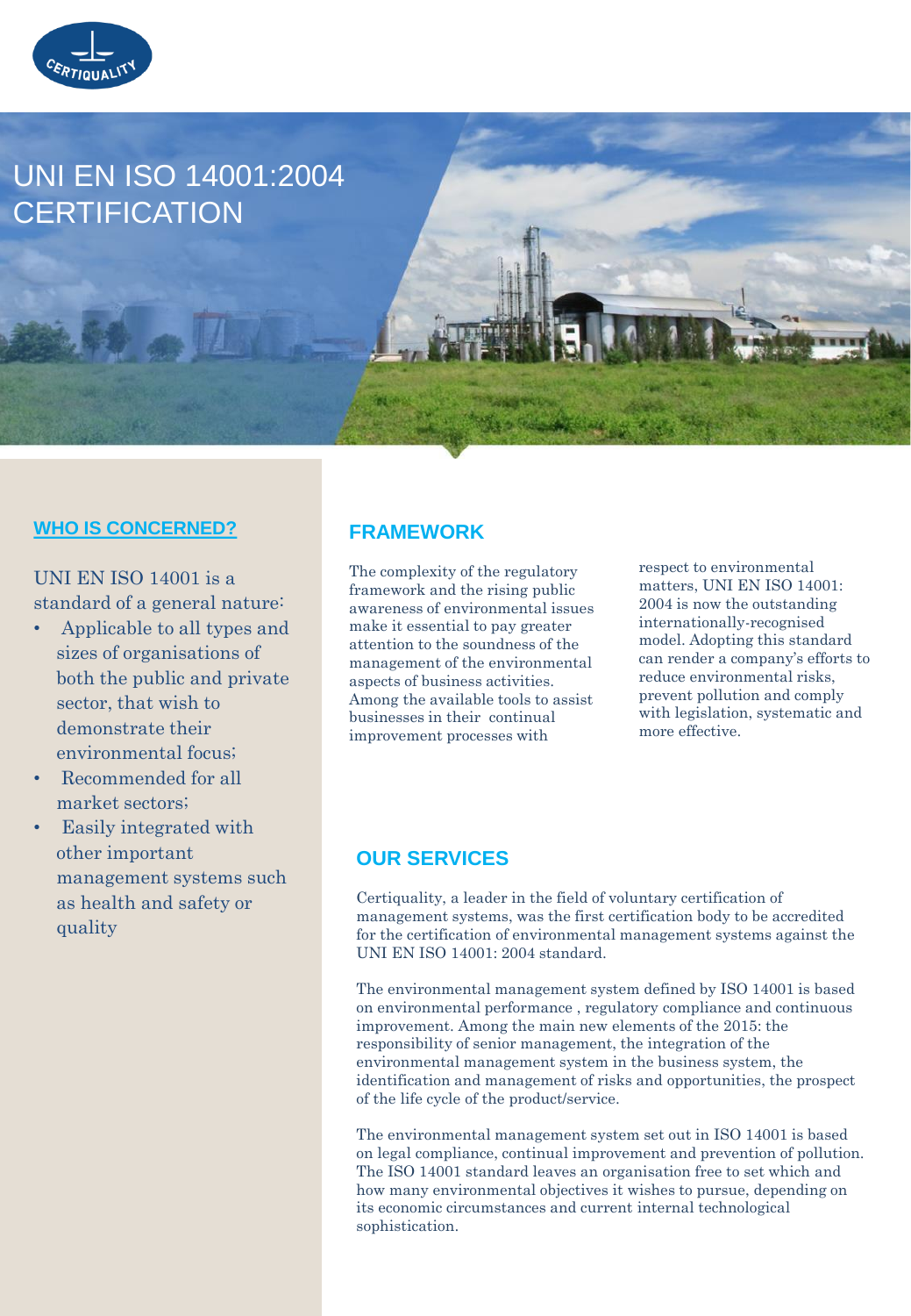# UNI EN ISO 14001:2004 CERTIFICATION

## WHO IS CONCERNED?

UNI EN ISO 14001 is a standard of a general nature:

- Applicable to all types and sizes of organisations of both the public and private sector, that wish to demonstrate their environmental focus;
- Recommended for all market sectors;
- Easily integrated with other important management systems such as health and safety or quality

## FRAMEWORK

The complexity of the regulatory framework and the rising public awareness of environmental issues make it essential to pay greater attention to the soundness of the management of the environmental aspects of business activities. Among the available tools to assist businesses in their continual improvement processes with respect to environmental matters, UNI EN ISO 14001: 2004 is now the outstanding internationally-recognised model. Adopting this standard can render a company's efforts to reduce environmental risks, prevent pollution and comply with legislation, systematic and more effective.

## OUR SERVICES

Certiquality, a leader in the field of voluntary certification of management systems, was the first certification body to be accredited for the certification of environmental management systems against the UNI EN ISO 14001: 2004 standard.

The environmental management system defined by ISO 14001 is based on environmental performance , regulatory compliance and continuous improvement. Among the main new elements of the 2015: the responsibility of senior management, the integration of the environmental management system in the business system, the identification and management of risks and opportunities, the prospect of the life cycle of the product/service.

The environmental management system set out in ISO 14001 is based on legal compliance, continual improvement and prevention of pollution. The ISO 14001 standard leaves an organisation free to set which and how many environmental objectives it wishes to pursue, depending on its economic circumstances and current internal technological sophistication.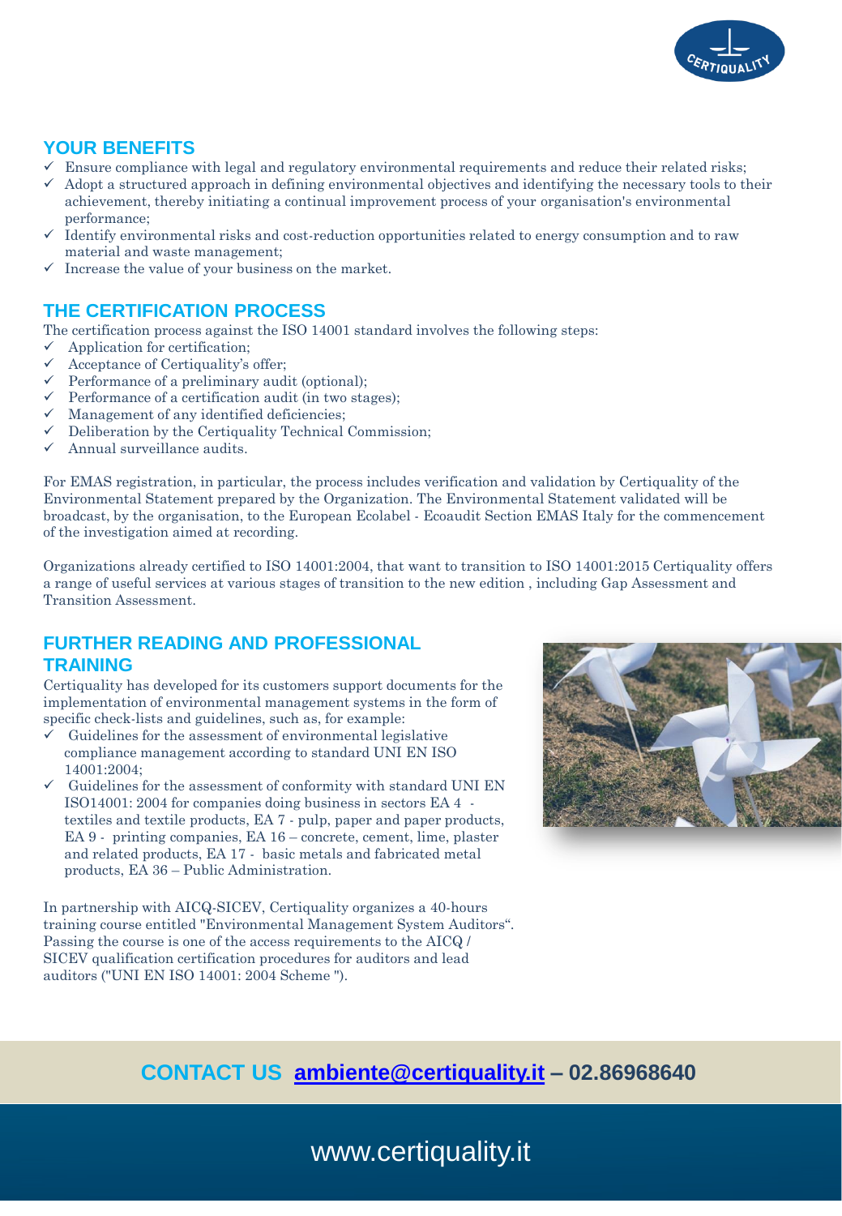## YOUR BENEFITS

- ✓ Ensure compliance with legal and regulatory environmental requirements and reduce their related risks;
- ✓ Adopt a structured approach in defining environmental objectives and identifying the necessary tools to their achievement, thereby initiating a continual improvement process of your organisation's environmental performance;
- ✓ Identify environmental risks and cost-reduction opportunities related to energy consumption and to raw material and waste management;
- ✓ Increase the value of your business on the market.

## THE CERTIFICATION PROCESS

The certification process against the ISO 14001 standard involves the following steps:

- ✓ Application for certification;
- ✓ Acceptance of Certiquality's offer;
- ✓ Performance of a preliminary audit (optional);
- ✓ Performance of a certification audit (in two stages);
- ✓ Management of any identified deficiencies;
- ✓ Deliberation by the Certiquality Technical Commission;
- ✓ Annual surveillance audits.

For EMAS registration, in particular, the process includes verification and validation by Certiquality of the Environmental Statement prepared by the Organization. The Environmental Statement validated will be broadcast, by the organisation, to the European Ecolabel - Ecoaudit Section EMAS Italy for the commencement of the investigation aimed at recording.

Organizations already certified to ISO 14001:2004, that want to transition to ISO 14001:2015 Certiquality offers a range of useful services at various stages of transition to the new edition , including Gap Assessment and Transition Assessment.

## FURTHER READING AND PROFESSIONAL TRAINING

Certiquality has developed for its customers support documents for the implementation of environmental management systems in the form of specific check-lists and guidelines, such as, for example:

- ✓ Guidelines for the assessment of environmental legislative compliance management according to standard UNI EN ISO 14001:2004;
- ✓ Guidelines for the assessment of conformity with standard UNI EN ISO14001: 2004 for companies doing business in sectors EA 4 - textiles and textile products, EA 7 - pulp, paper and paper products, EA 9 - printing companies, EA 16 – concrete, cement, lime, plaster and related products, EA 17 - basic metals and fabricated metal products, EA 36 – Public Administration.

In partnership with AICQ-SICEV, Certiquality organizes a 40-hours training course entitled "Environmental Management System Auditors". Passing the course is one of the access requirements to the AICQ / SICEV qualification certification procedures for auditors and lead auditors ("UNI EN ISO 14001: 2004 Scheme ").

**CONTACT US ambiente@certiquality.it – 02.86968640**

www.certiquality.it